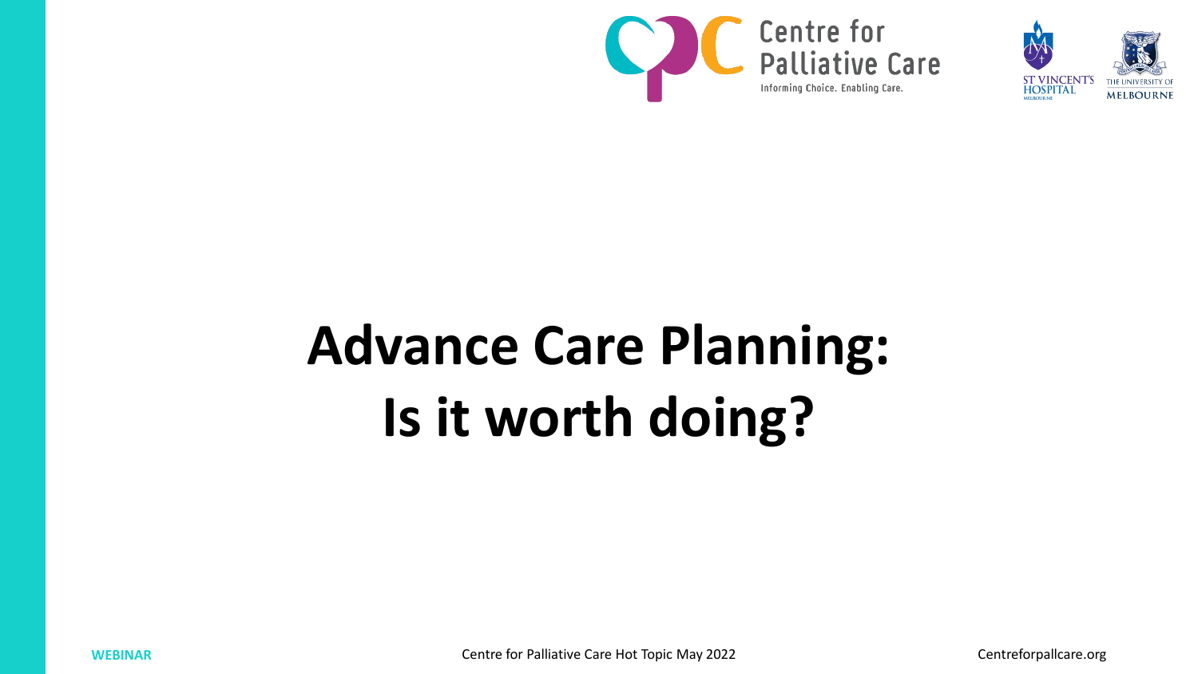Centre for Palliative Care

Informing Choice. Enabling Care.

ST VINCENT'S HOSPITAL MELBOURNE

THE UNIVERSITY OF MELBOURNE

# Advance Care Planning: Is it worth doing?

WEBINAR

Centre for Palliative Care Hot Topic May 2022

Centreforpallcare.org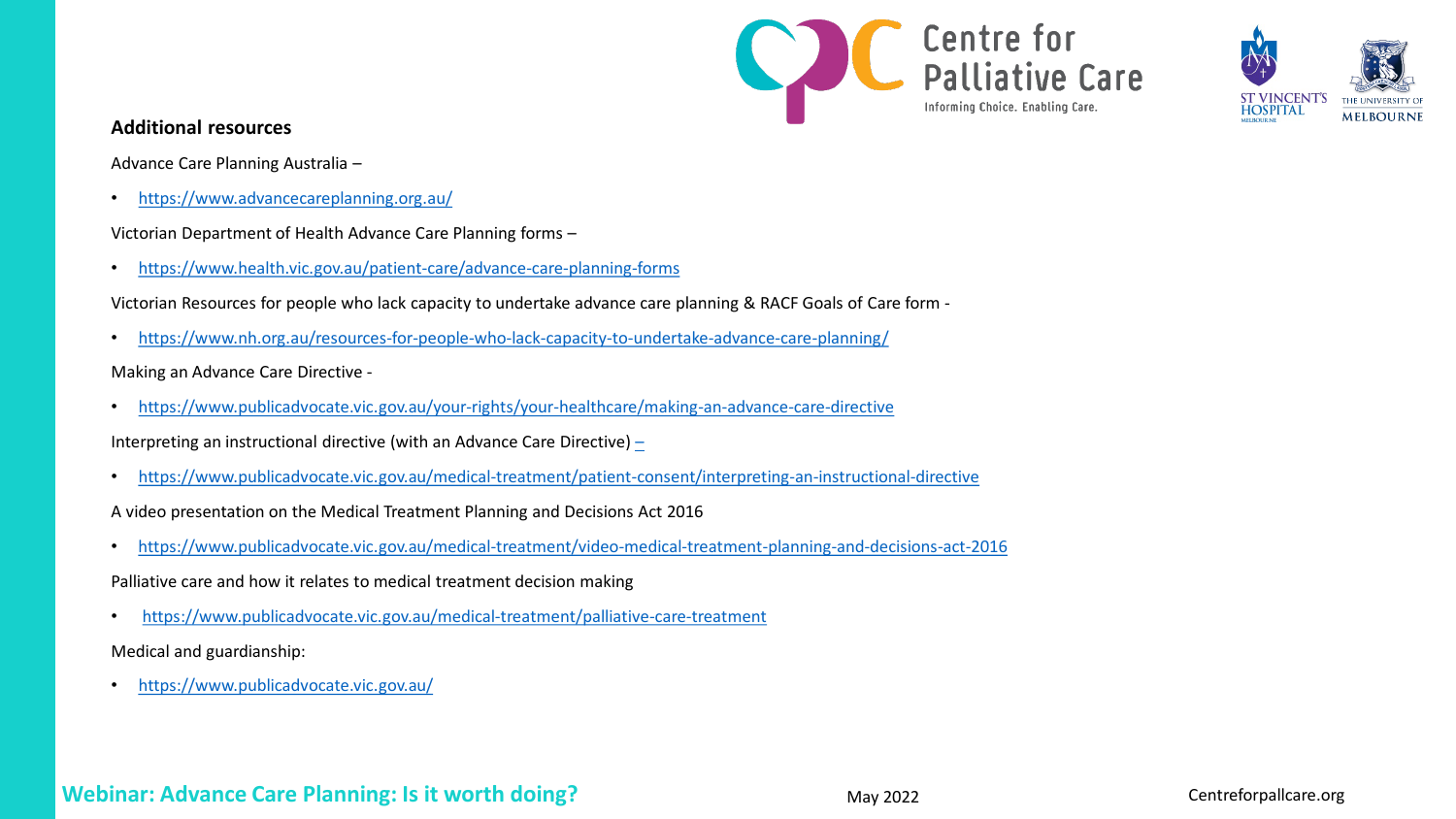## Additional resources

Advance Care Planning Australia –

- https://www.advancecareplanning.org.au/

Victorian Department of Health Advance Care Planning forms –

- https://www.health.vic.gov.au/patient-care/advance-care-planning-forms

Victorian Resources for people who lack capacity to undertake advance care planning & RACF Goals of Care form -

- https://www.nh.org.au/resources-for-people-who-lack-capacity-to-undertake-advance-care-planning/

Making an Advance Care Directive -

- https://www.publicadvocate.vic.gov.au/your-rights/your-healthcare/making-an-advance-care-directive

Interpreting an instructional directive (with an Advance Care Directive) –

- https://www.publicadvocate.vic.gov.au/medical-treatment/patient-consent/interpreting-an-instructional-directive

A video presentation on the Medical Treatment Planning and Decisions Act 2016

- https://www.publicadvocate.vic.gov.au/medical-treatment/video-medical-treatment-planning-and-decisions-act-2016

Palliative care and how it relates to medical treatment decision making

- https://www.publicadvocate.vic.gov.au/medical-treatment/palliative-care-treatment

Medical and guardianship:

- https://www.publicadvocate.vic.gov.au/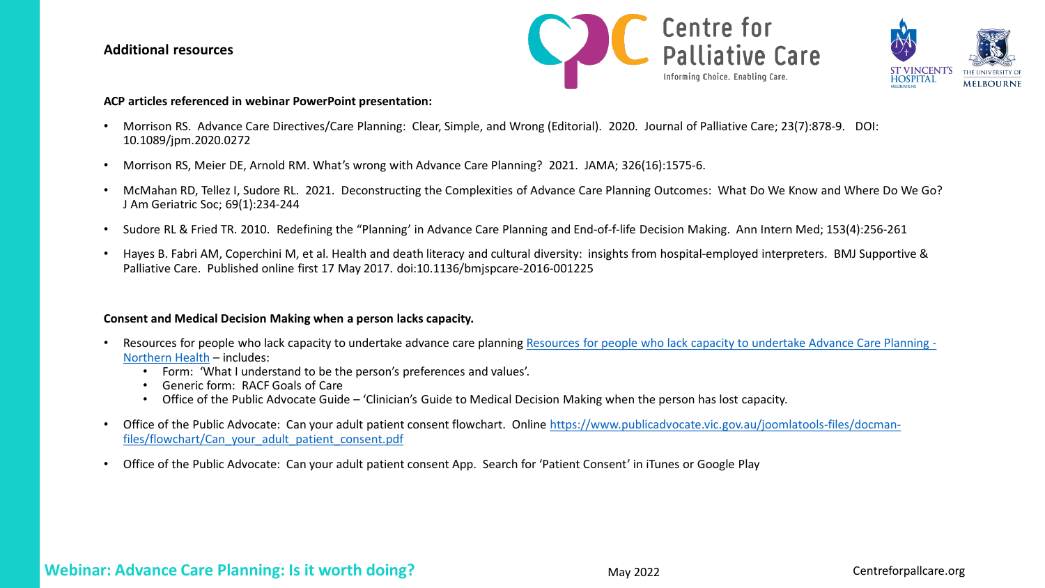## Additional resources

**ACP articles referenced in webinar PowerPoint presentation:**

- Morrison RS. Advance Care Directives/Care Planning: Clear, Simple, and Wrong (Editorial). 2020. Journal of Palliative Care; 23(7):878-9. DOI: 10.1089/jpm.2020.0272
- Morrison RS, Meier DE, Arnold RM. What's wrong with Advance Care Planning? 2021. JAMA; 326(16):1575-6.
- McMahan RD, Tellez I, Sudore RL. 2021. Deconstructing the Complexities of Advance Care Planning Outcomes: What Do We Know and Where Do We Go? J Am Geriatric Soc; 69(1):234-244
- Sudore RL & Fried TR. 2010. Redefining the "Planning' in Advance Care Planning and End-of-f-life Decision Making. Ann Intern Med; 153(4):256-261
- Hayes B. Fabri AM, Coperchini M, et al. Health and death literacy and cultural diversity: insights from hospital-employed interpreters. BMJ Supportive & Palliative Care. Published online first 17 May 2017. doi:10.1136/bmjspcare-2016-001225

**Consent and Medical Decision Making when a person lacks capacity.**

- Resources for people who lack capacity to undertake advance care planning Resources for people who lack capacity to undertake Advance Care Planning - Northern Health – includes:
  - Form: 'What I understand to be the person's preferences and values'.
  - Generic form: RACF Goals of Care
  - Office of the Public Advocate Guide – 'Clinician's Guide to Medical Decision Making when the person has lost capacity.
- Office of the Public Advocate: Can your adult patient consent flowchart. Online https://www.publicadvocate.vic.gov.au/joomlatools-files/docman-files/flowchart/Can_your_adult_patient_consent.pdf
- Office of the Public Advocate: Can your adult patient consent App. Search for 'Patient Consent' in iTunes or Google Play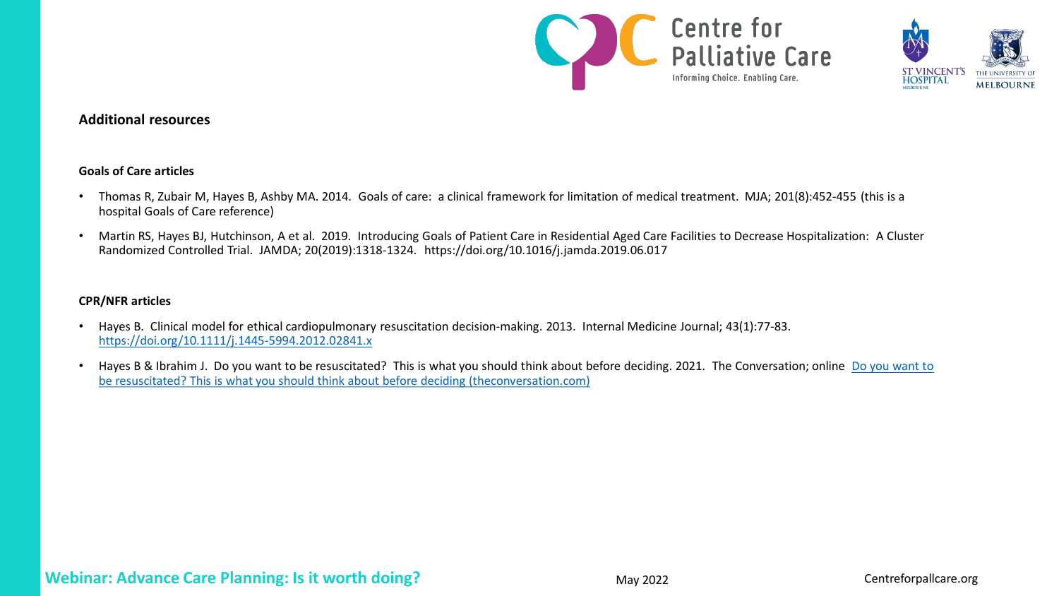## Additional resources

### Goals of Care articles

- Thomas R, Zubair M, Hayes B, Ashby MA. 2014. Goals of care: a clinical framework for limitation of medical treatment. MJA; 201(8):452-455 (this is a hospital Goals of Care reference)
- Martin RS, Hayes BJ, Hutchinson, A et al. 2019. Introducing Goals of Patient Care in Residential Aged Care Facilities to Decrease Hospitalization: A Cluster Randomized Controlled Trial. JAMDA; 20(2019):1318-1324. https://doi.org/10.1016/j.jamda.2019.06.017

### CPR/NFR articles

- Hayes B. Clinical model for ethical cardiopulmonary resuscitation decision-making. 2013. Internal Medicine Journal; 43(1):77-83. https://doi.org/10.1111/j.1445-5994.2012.02841.x
- Hayes B & Ibrahim J. Do you want to be resuscitated? This is what you should think about before deciding. 2021. The Conversation; online Do you want to be resuscitated? This is what you should think about before deciding (theconversation.com)